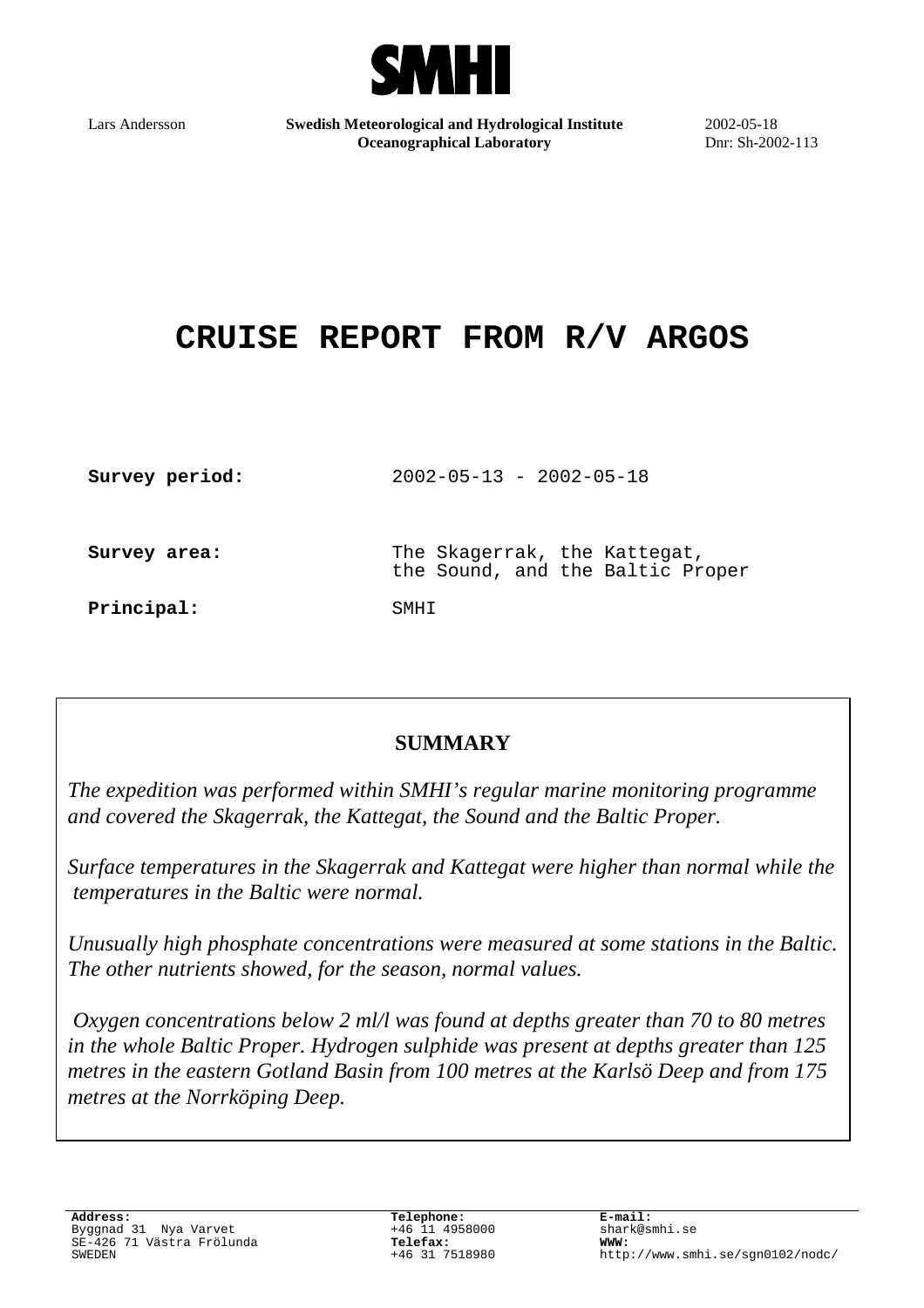SMHI

Lars Andersson

**Swedish Meteorological and Hydrological Institute**
**Oceanographical Laboratory**

2002-05-18
Dnr: Sh-2002-113

# CRUISE REPORT FROM R/V ARGOS

**Survey period:** 2002-05-13 - 2002-05-18

**Survey area:** The Skagerrak, the Kattegat, the Sound, and the Baltic Proper

**Principal:** SMHI

## SUMMARY

*The expedition was performed within SMHI's regular marine monitoring programme and covered the Skagerrak, the Kattegat, the Sound and the Baltic Proper.*

*Surface temperatures in the Skagerrak and Kattegat were higher than normal while the temperatures in the Baltic were normal.*

*Unusually high phosphate concentrations were measured at some stations in the Baltic. The other nutrients showed, for the season, normal values.*

*Oxygen concentrations below 2 ml/l was found at depths greater than 70 to 80 metres in the whole Baltic Proper. Hydrogen sulphide was present at depths greater than 125 metres in the eastern Gotland Basin from 100 metres at the Karlsö Deep and from 175 metres at the Norrköping Deep.*

**Address:**
Byggnad 31 Nya Varvet
SE-426 71 Västra Frölunda
SWEDEN

**Telephone:**
+46 11 4958000
**Telefax:**
+46 31 7518980

**E-mail:**
shark@smhi.se
**WWW:**
http://www.smhi.se/sgn0102/nodc/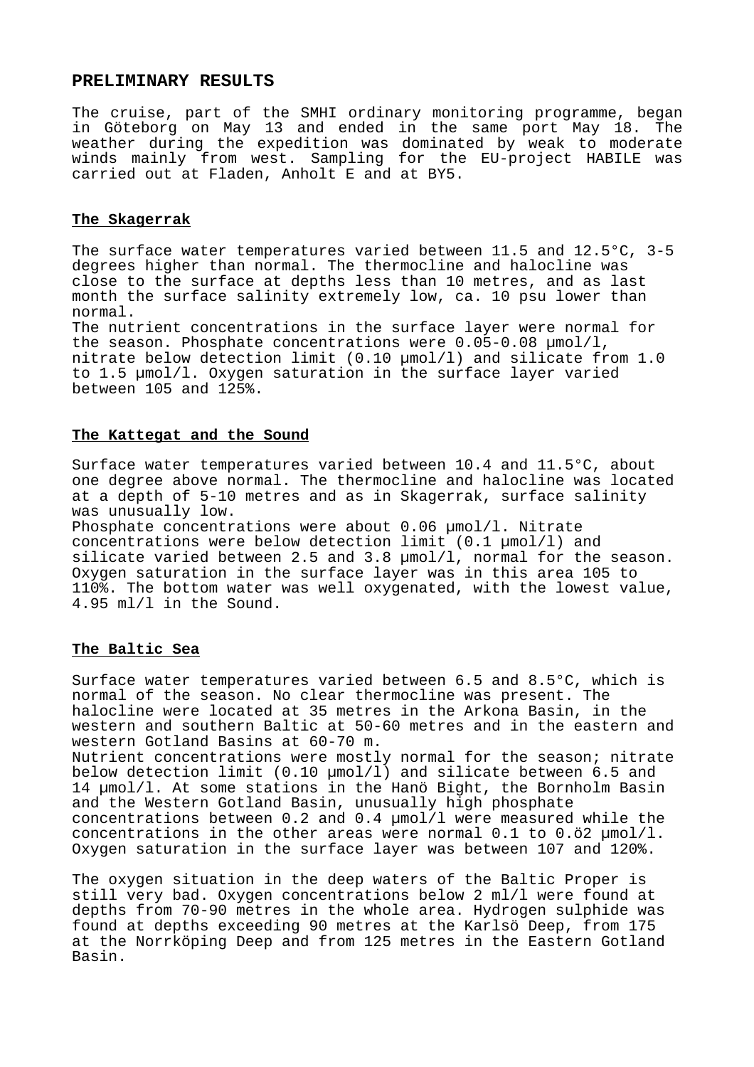## PRELIMINARY RESULTS

The cruise, part of the SMHI ordinary monitoring programme, began in Göteborg on May 13 and ended in the same port May 18. The weather during the expedition was dominated by weak to moderate winds mainly from west. Sampling for the EU-project HABILE was carried out at Fladen, Anholt E and at BY5.

### The Skagerrak

The surface water temperatures varied between 11.5 and 12.5°C, 3-5 degrees higher than normal. The thermocline and halocline was close to the surface at depths less than 10 metres, and as last month the surface salinity extremely low, ca. 10 psu lower than normal.
The nutrient concentrations in the surface layer were normal for the season. Phosphate concentrations were 0.05-0.08 µmol/l, nitrate below detection limit (0.10 µmol/l) and silicate from 1.0 to 1.5 µmol/l. Oxygen saturation in the surface layer varied between 105 and 125%.

### The Kattegat and the Sound

Surface water temperatures varied between 10.4 and 11.5°C, about one degree above normal. The thermocline and halocline was located at a depth of 5-10 metres and as in Skagerrak, surface salinity was unusually low.
Phosphate concentrations were about 0.06 µmol/l. Nitrate concentrations were below detection limit (0.1 µmol/l) and silicate varied between 2.5 and 3.8 µmol/l, normal for the season. Oxygen saturation in the surface layer was in this area 105 to 110%. The bottom water was well oxygenated, with the lowest value, 4.95 ml/l in the Sound.

### The Baltic Sea

Surface water temperatures varied between 6.5 and 8.5°C, which is normal of the season. No clear thermocline was present. The halocline were located at 35 metres in the Arkona Basin, in the western and southern Baltic at 50-60 metres and in the eastern and western Gotland Basins at 60-70 m.
Nutrient concentrations were mostly normal for the season; nitrate below detection limit (0.10 µmol/l) and silicate between 6.5 and 14 µmol/l. At some stations in the Hanö Bight, the Bornholm Basin and the Western Gotland Basin, unusually high phosphate concentrations between 0.2 and 0.4 µmol/l were measured while the concentrations in the other areas were normal 0.1 to 0.ö2 µmol/l. Oxygen saturation in the surface layer was between 107 and 120%.

The oxygen situation in the deep waters of the Baltic Proper is still very bad. Oxygen concentrations below 2 ml/l were found at depths from 70-90 metres in the whole area. Hydrogen sulphide was found at depths exceeding 90 metres at the Karlsö Deep, from 175 at the Norrköping Deep and from 125 metres in the Eastern Gotland Basin.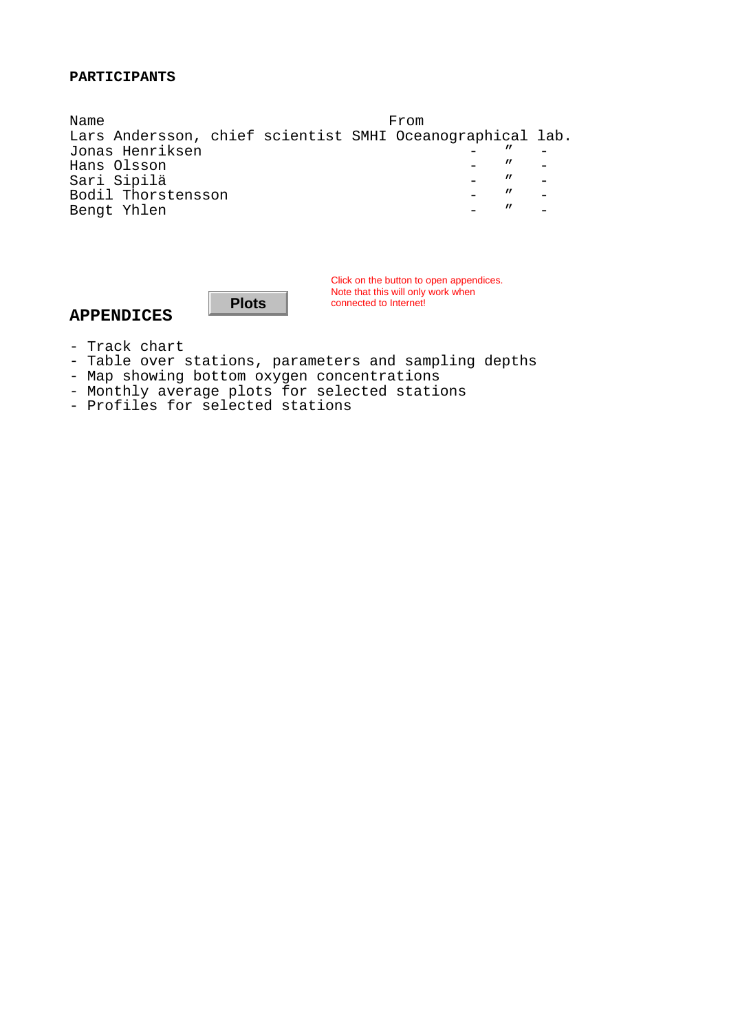## PARTICIPANTS

| Name | From |
|---|---|
| Lars Andersson, chief scientist | SMHI Oceanographical lab. |
| Jonas Henriksen | - " - |
| Hans Olsson | - " - |
| Sari Sipilä | - " - |
| Bodil Thorstensson | - " - |
| Bengt Yhlen | - " - |

## APPENDICES

Plots

Click on the button to open appendices. Note that this will only work when connected to Internet!

- Track chart
- Table over stations, parameters and sampling depths
- Map showing bottom oxygen concentrations
- Monthly average plots for selected stations
- Profiles for selected stations